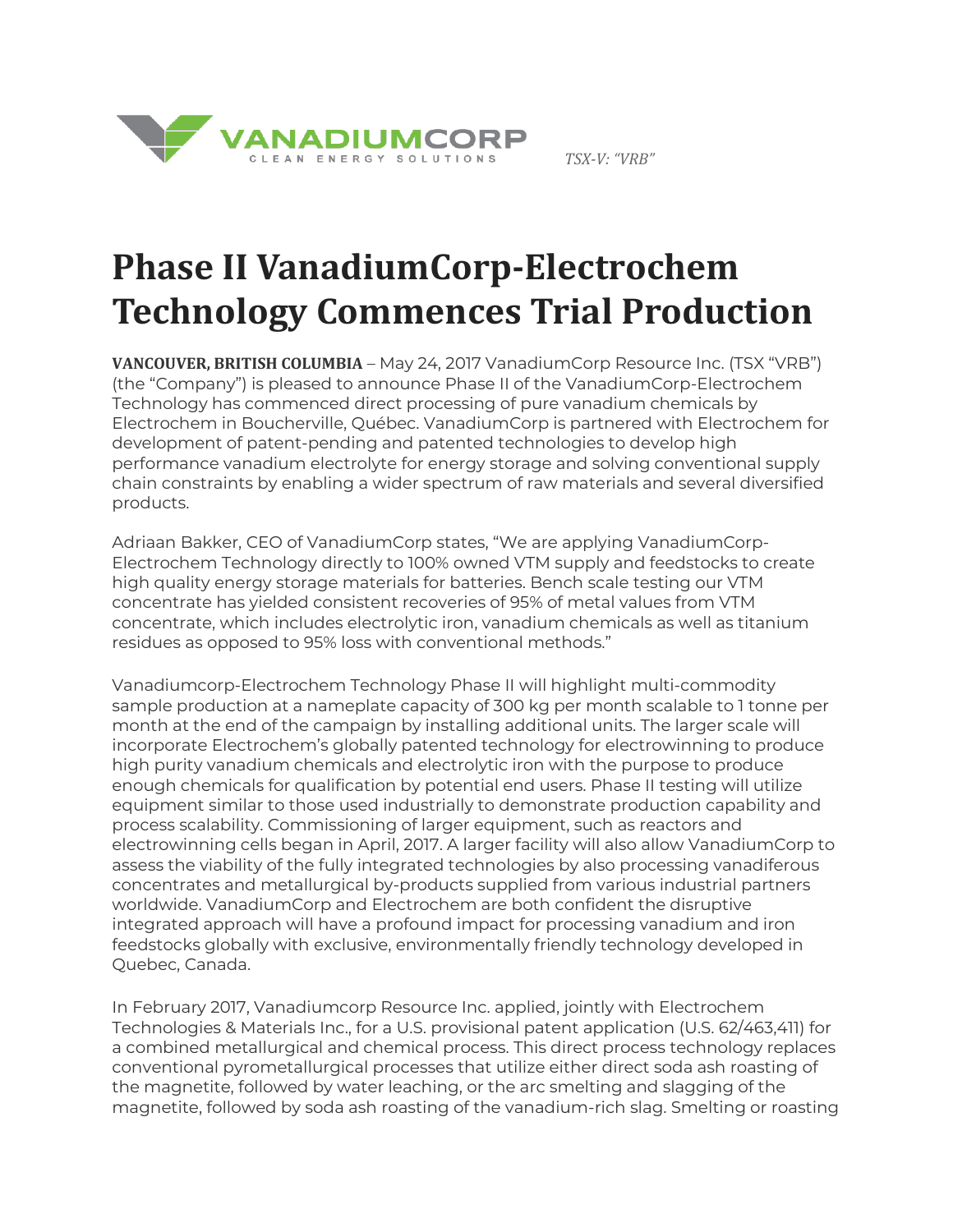VANADIUMCORP
CLEAN ENERGY SOLUTIONS

*TSX-V: "VRB"*

# Phase II VanadiumCorp-Electrochem Technology Commences Trial Production

**VANCOUVER, BRITISH COLUMBIA** – May 24, 2017 VanadiumCorp Resource Inc. (TSX "VRB") (the "Company") is pleased to announce Phase II of the VanadiumCorp-Electrochem Technology has commenced direct processing of pure vanadium chemicals by Electrochem in Boucherville, Québec. VanadiumCorp is partnered with Electrochem for development of patent-pending and patented technologies to develop high performance vanadium electrolyte for energy storage and solving conventional supply chain constraints by enabling a wider spectrum of raw materials and several diversified products.

Adriaan Bakker, CEO of VanadiumCorp states, "We are applying VanadiumCorp-Electrochem Technology directly to 100% owned VTM supply and feedstocks to create high quality energy storage materials for batteries. Bench scale testing our VTM concentrate has yielded consistent recoveries of 95% of metal values from VTM concentrate, which includes electrolytic iron, vanadium chemicals as well as titanium residues as opposed to 95% loss with conventional methods."

Vanadiumcorp-Electrochem Technology Phase II will highlight multi-commodity sample production at a nameplate capacity of 300 kg per month scalable to 1 tonne per month at the end of the campaign by installing additional units. The larger scale will incorporate Electrochem's globally patented technology for electrowinning to produce high purity vanadium chemicals and electrolytic iron with the purpose to produce enough chemicals for qualification by potential end users. Phase II testing will utilize equipment similar to those used industrially to demonstrate production capability and process scalability. Commissioning of larger equipment, such as reactors and electrowinning cells began in April, 2017. A larger facility will also allow VanadiumCorp to assess the viability of the fully integrated technologies by also processing vanadiferous concentrates and metallurgical by-products supplied from various industrial partners worldwide. VanadiumCorp and Electrochem are both confident the disruptive integrated approach will have a profound impact for processing vanadium and iron feedstocks globally with exclusive, environmentally friendly technology developed in Quebec, Canada.

In February 2017, Vanadiumcorp Resource Inc. applied, jointly with Electrochem Technologies & Materials Inc., for a U.S. provisional patent application (U.S. 62/463,411) for a combined metallurgical and chemical process. This direct process technology replaces conventional pyrometallurgical processes that utilize either direct soda ash roasting of the magnetite, followed by water leaching, or the arc smelting and slagging of the magnetite, followed by soda ash roasting of the vanadium-rich slag. Smelting or roasting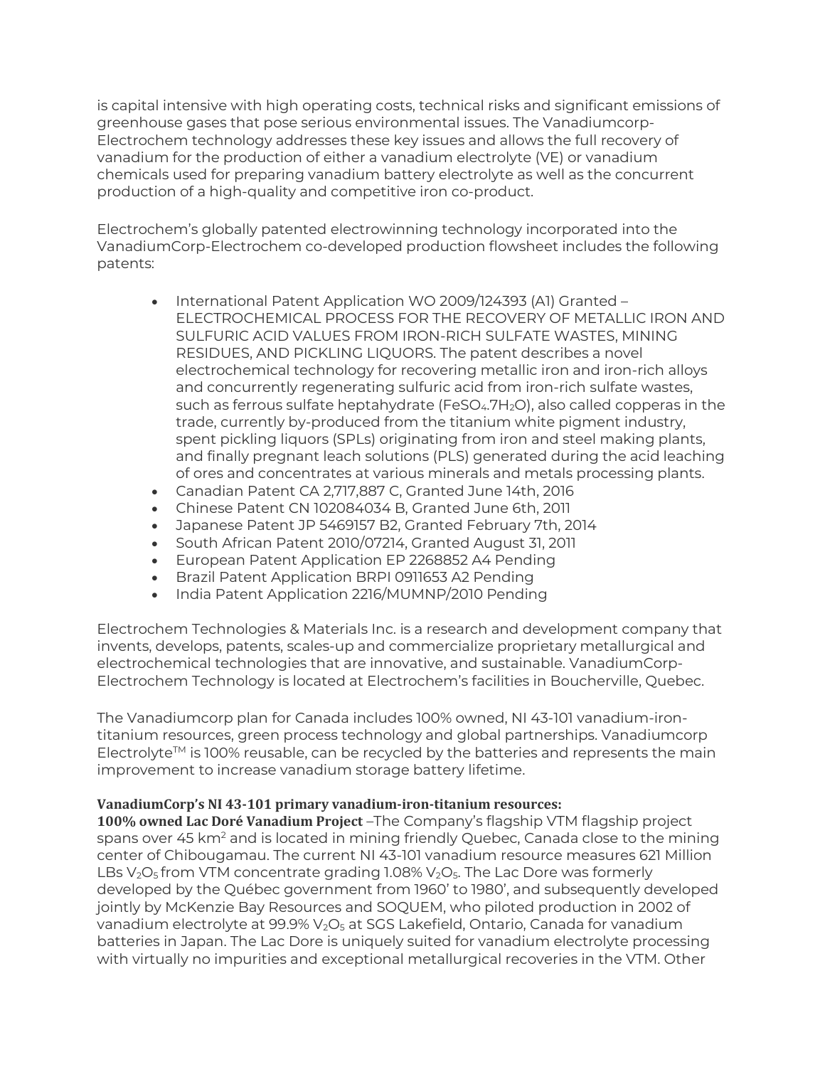is capital intensive with high operating costs, technical risks and significant emissions of greenhouse gases that pose serious environmental issues. The Vanadiumcorp-Electrochem technology addresses these key issues and allows the full recovery of vanadium for the production of either a vanadium electrolyte (VE) or vanadium chemicals used for preparing vanadium battery electrolyte as well as the concurrent production of a high-quality and competitive iron co-product.

Electrochem's globally patented electrowinning technology incorporated into the VanadiumCorp-Electrochem co-developed production flowsheet includes the following patents:

- International Patent Application WO 2009/124393 (A1) Granted – ELECTROCHEMICAL PROCESS FOR THE RECOVERY OF METALLIC IRON AND SULFURIC ACID VALUES FROM IRON-RICH SULFATE WASTES, MINING RESIDUES, AND PICKLING LIQUORS. The patent describes a novel electrochemical technology for recovering metallic iron and iron-rich alloys and concurrently regenerating sulfuric acid from iron-rich sulfate wastes, such as ferrous sulfate heptahydrate ($FeSO_4.7H_2O$), also called copperas in the trade, currently by-produced from the titanium white pigment industry, spent pickling liquors (SPLs) originating from iron and steel making plants, and finally pregnant leach solutions (PLS) generated during the acid leaching of ores and concentrates at various minerals and metals processing plants.
- Canadian Patent CA 2,717,887 C, Granted June 14th, 2016
- Chinese Patent CN 102084034 B, Granted June 6th, 2011
- Japanese Patent JP 5469157 B2, Granted February 7th, 2014
- South African Patent 2010/07214, Granted August 31, 2011
- European Patent Application EP 2268852 A4 Pending
- Brazil Patent Application BRPI 0911653 A2 Pending
- India Patent Application 2216/MUMNP/2010 Pending

Electrochem Technologies & Materials Inc. is a research and development company that invents, develops, patents, scales-up and commercialize proprietary metallurgical and electrochemical technologies that are innovative, and sustainable. VanadiumCorp-Electrochem Technology is located at Electrochem's facilities in Boucherville, Quebec.

The Vanadiumcorp plan for Canada includes 100% owned, NI 43-101 vanadium-iron-titanium resources, green process technology and global partnerships. Vanadiumcorp Electrolyte™ is 100% reusable, can be recycled by the batteries and represents the main improvement to increase vanadium storage battery lifetime.

**VanadiumCorp's NI 43-101 primary vanadium-iron-titanium resources:**
**100% owned Lac Doré Vanadium Project** –The Company's flagship VTM flagship project spans over 45 km$^2$ and is located in mining friendly Quebec, Canada close to the mining center of Chibougamau. The current NI 43-101 vanadium resource measures 621 Million LBs $V_2O_5$ from VTM concentrate grading 1.08% $V_2O_5$. The Lac Dore was formerly developed by the Québec government from 1960' to 1980', and subsequently developed jointly by McKenzie Bay Resources and SOQUEM, who piloted production in 2002 of vanadium electrolyte at 99.9% $V_2O_5$ at SGS Lakefield, Ontario, Canada for vanadium batteries in Japan. The Lac Dore is uniquely suited for vanadium electrolyte processing with virtually no impurities and exceptional metallurgical recoveries in the VTM. Other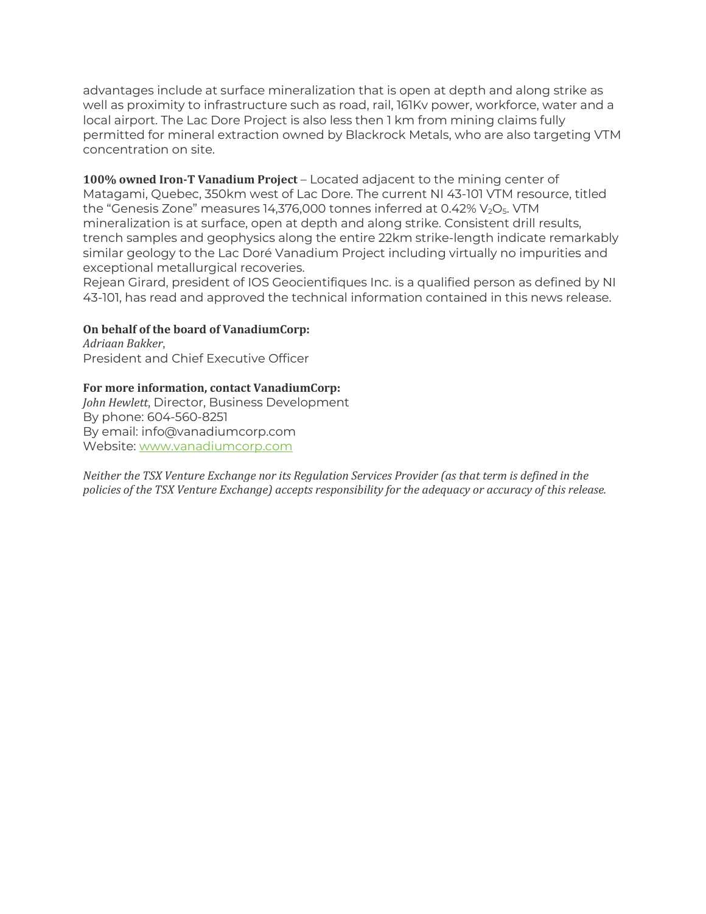advantages include at surface mineralization that is open at depth and along strike as well as proximity to infrastructure such as road, rail, 161Kv power, workforce, water and a local airport. The Lac Dore Project is also less then 1 km from mining claims fully permitted for mineral extraction owned by Blackrock Metals, who are also targeting VTM concentration on site.

**100% owned Iron-T Vanadium Project** – Located adjacent to the mining center of Matagami, Quebec, 350km west of Lac Dore. The current NI 43-101 VTM resource, titled the "Genesis Zone" measures 14,376,000 tonnes inferred at 0.42% $V_2O_5$. VTM mineralization is at surface, open at depth and along strike. Consistent drill results, trench samples and geophysics along the entire 22km strike-length indicate remarkably similar geology to the Lac Doré Vanadium Project including virtually no impurities and exceptional metallurgical recoveries.

Rejean Girard, president of IOS Geocientifiques Inc. is a qualified person as defined by NI 43-101, has read and approved the technical information contained in this news release.

**On behalf of the board of VanadiumCorp:**
*Adriaan Bakker*,
President and Chief Executive Officer

**For more information, contact VanadiumCorp:**
*John Hewlett*, Director, Business Development
By phone: 604-560-8251
By email: info@vanadiumcorp.com
Website: www.vanadiumcorp.com

*Neither the TSX Venture Exchange nor its Regulation Services Provider (as that term is defined in the policies of the TSX Venture Exchange) accepts responsibility for the adequacy or accuracy of this release.*